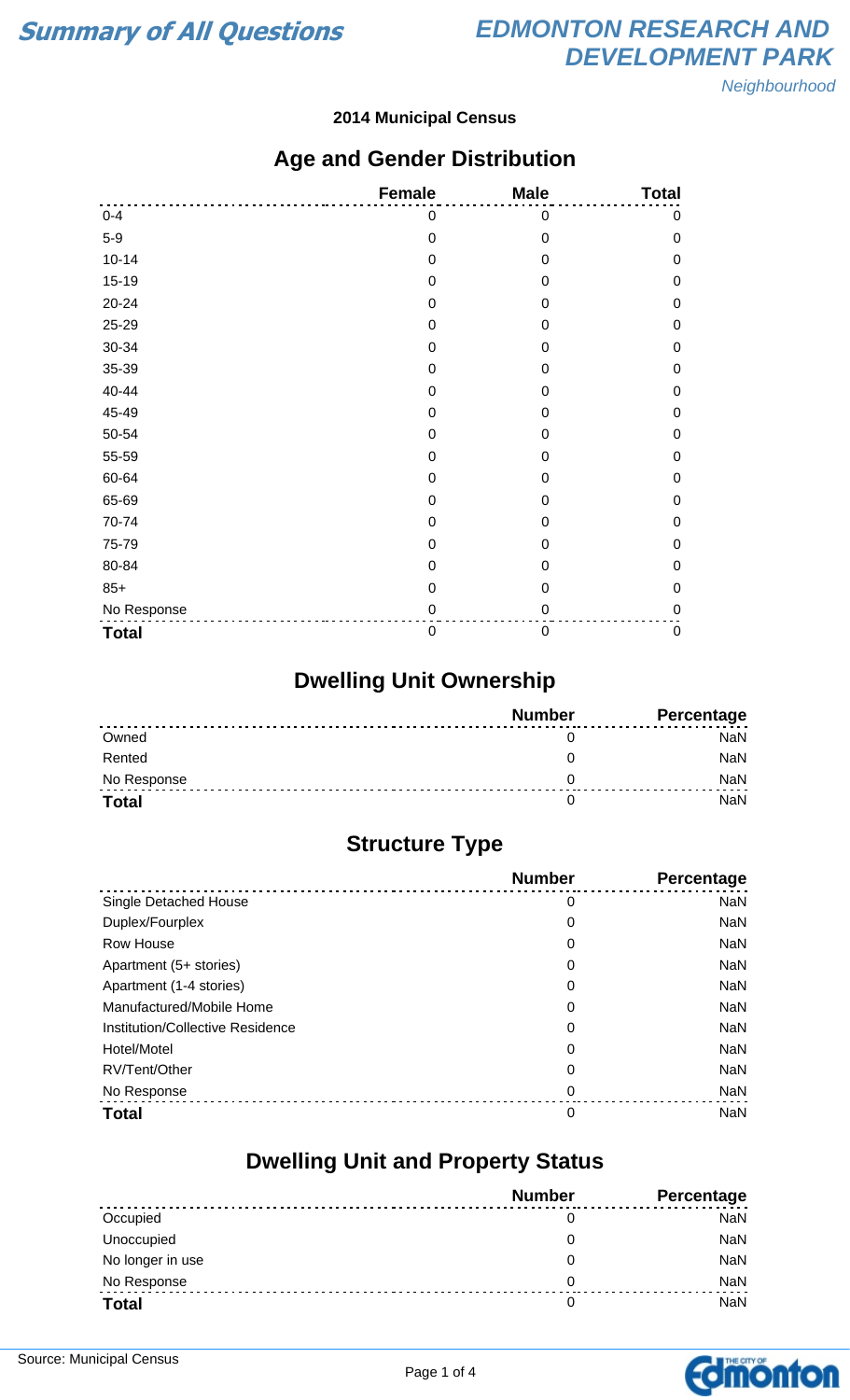# Summary of All Questions

# EDMONTON RESEARCH AND DEVELOPMENT PARK

*Neighbourhood*

**2014 Municipal Census**

## Age and Gender Distribution

| | Female | Male | Total |
|---|---|---|---|
| 0-4 | 0 | 0 | 0 |
| 5-9 | 0 | 0 | 0 |
| 10-14 | 0 | 0 | 0 |
| 15-19 | 0 | 0 | 0 |
| 20-24 | 0 | 0 | 0 |
| 25-29 | 0 | 0 | 0 |
| 30-34 | 0 | 0 | 0 |
| 35-39 | 0 | 0 | 0 |
| 40-44 | 0 | 0 | 0 |
| 45-49 | 0 | 0 | 0 |
| 50-54 | 0 | 0 | 0 |
| 55-59 | 0 | 0 | 0 |
| 60-64 | 0 | 0 | 0 |
| 65-69 | 0 | 0 | 0 |
| 70-74 | 0 | 0 | 0 |
| 75-79 | 0 | 0 | 0 |
| 80-84 | 0 | 0 | 0 |
| 85+ | 0 | 0 | 0 |
| No Response | 0 | 0 | 0 |
| **Total** | 0 | 0 | 0 |

## Dwelling Unit Ownership

| | Number | Percentage |
|---|---|---|
| Owned | 0 | NaN |
| Rented | 0 | NaN |
| No Response | 0 | NaN |
| **Total** | 0 | NaN |

## Structure Type

| | Number | Percentage |
|---|---|---|
| Single Detached House | 0 | NaN |
| Duplex/Fourplex | 0 | NaN |
| Row House | 0 | NaN |
| Apartment (5+ stories) | 0 | NaN |
| Apartment (1-4 stories) | 0 | NaN |
| Manufactured/Mobile Home | 0 | NaN |
| Institution/Collective Residence | 0 | NaN |
| Hotel/Motel | 0 | NaN |
| RV/Tent/Other | 0 | NaN |
| No Response | 0 | NaN |
| **Total** | 0 | NaN |

## Dwelling Unit and Property Status

| | Number | Percentage |
|---|---|---|
| Occupied | 0 | NaN |
| Unoccupied | 0 | NaN |
| No longer in use | 0 | NaN |
| No Response | 0 | NaN |
| **Total** | 0 | NaN |

Source: Municipal Census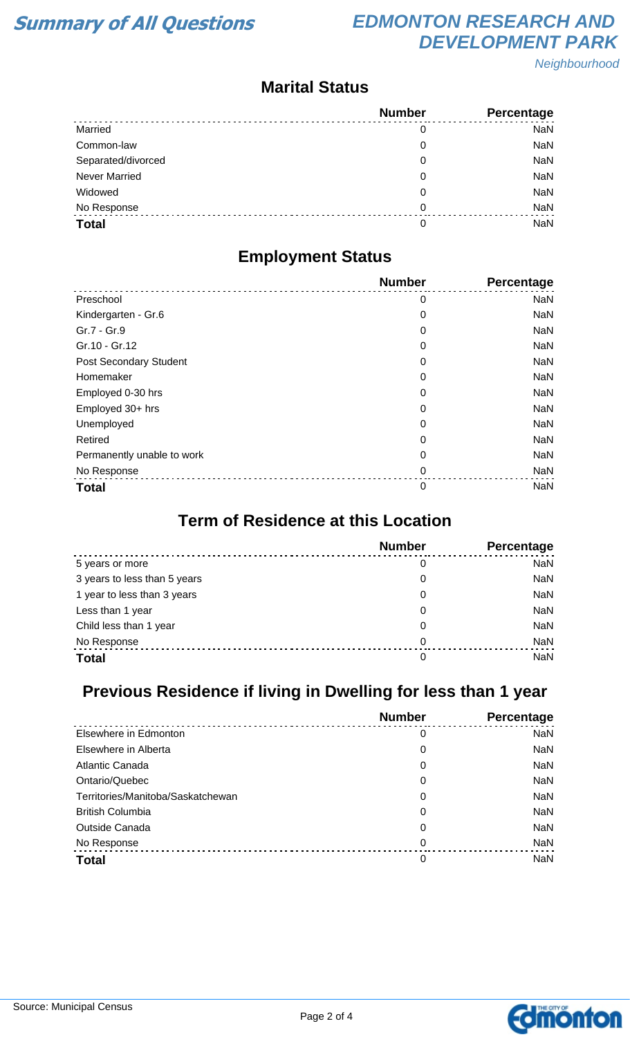# Summary of All Questions

## EDMONTON RESEARCH AND DEVELOPMENT PARK

*Neighbourhood*

### Marital Status

| | Number | Percentage |
|---|---|---|
| Married | 0 | NaN |
| Common-law | 0 | NaN |
| Separated/divorced | 0 | NaN |
| Never Married | 0 | NaN |
| Widowed | 0 | NaN |
| No Response | 0 | NaN |
| **Total** | 0 | NaN |

### Employment Status

| | Number | Percentage |
|---|---|---|
| Preschool | 0 | NaN |
| Kindergarten - Gr.6 | 0 | NaN |
| Gr.7 - Gr.9 | 0 | NaN |
| Gr.10 - Gr.12 | 0 | NaN |
| Post Secondary Student | 0 | NaN |
| Homemaker | 0 | NaN |
| Employed 0-30 hrs | 0 | NaN |
| Employed 30+ hrs | 0 | NaN |
| Unemployed | 0 | NaN |
| Retired | 0 | NaN |
| Permanently unable to work | 0 | NaN |
| No Response | 0 | NaN |
| **Total** | 0 | NaN |

### Term of Residence at this Location

| | Number | Percentage |
|---|---|---|
| 5 years or more | 0 | NaN |
| 3 years to less than 5 years | 0 | NaN |
| 1 year to less than 3 years | 0 | NaN |
| Less than 1 year | 0 | NaN |
| Child less than 1 year | 0 | NaN |
| No Response | 0 | NaN |
| **Total** | 0 | NaN |

### Previous Residence if living in Dwelling for less than 1 year

| | Number | Percentage |
|---|---|---|
| Elsewhere in Edmonton | 0 | NaN |
| Elsewhere in Alberta | 0 | NaN |
| Atlantic Canada | 0 | NaN |
| Ontario/Quebec | 0 | NaN |
| Territories/Manitoba/Saskatchewan | 0 | NaN |
| British Columbia | 0 | NaN |
| Outside Canada | 0 | NaN |
| No Response | 0 | NaN |
| **Total** | 0 | NaN |

Source: Municipal Census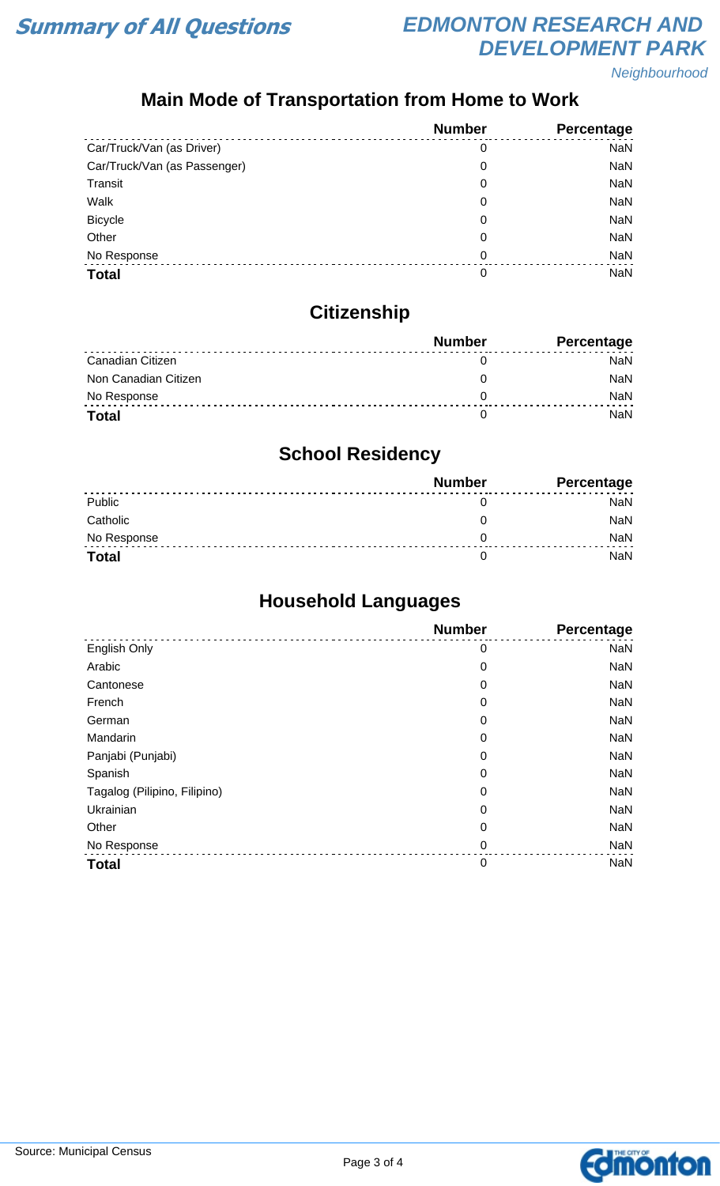# Summary of All Questions

## EDMONTON RESEARCH AND DEVELOPMENT PARK

*Neighbourhood*

### Main Mode of Transportation from Home to Work

| | Number | Percentage |
|---|---|---|
| Car/Truck/Van (as Driver) | 0 | NaN |
| Car/Truck/Van (as Passenger) | 0 | NaN |
| Transit | 0 | NaN |
| Walk | 0 | NaN |
| Bicycle | 0 | NaN |
| Other | 0 | NaN |
| No Response | 0 | NaN |
| **Total** | 0 | NaN |

### Citizenship

| | Number | Percentage |
|---|---|---|
| Canadian Citizen | 0 | NaN |
| Non Canadian Citizen | 0 | NaN |
| No Response | 0 | NaN |
| **Total** | 0 | NaN |

### School Residency

| | Number | Percentage |
|---|---|---|
| Public | 0 | NaN |
| Catholic | 0 | NaN |
| No Response | 0 | NaN |
| **Total** | 0 | NaN |

### Household Languages

| | Number | Percentage |
|---|---|---|
| English Only | 0 | NaN |
| Arabic | 0 | NaN |
| Cantonese | 0 | NaN |
| French | 0 | NaN |
| German | 0 | NaN |
| Mandarin | 0 | NaN |
| Panjabi (Punjabi) | 0 | NaN |
| Spanish | 0 | NaN |
| Tagalog (Pilipino, Filipino) | 0 | NaN |
| Ukrainian | 0 | NaN |
| Other | 0 | NaN |
| No Response | 0 | NaN |
| **Total** | 0 | NaN |

Source: Municipal Census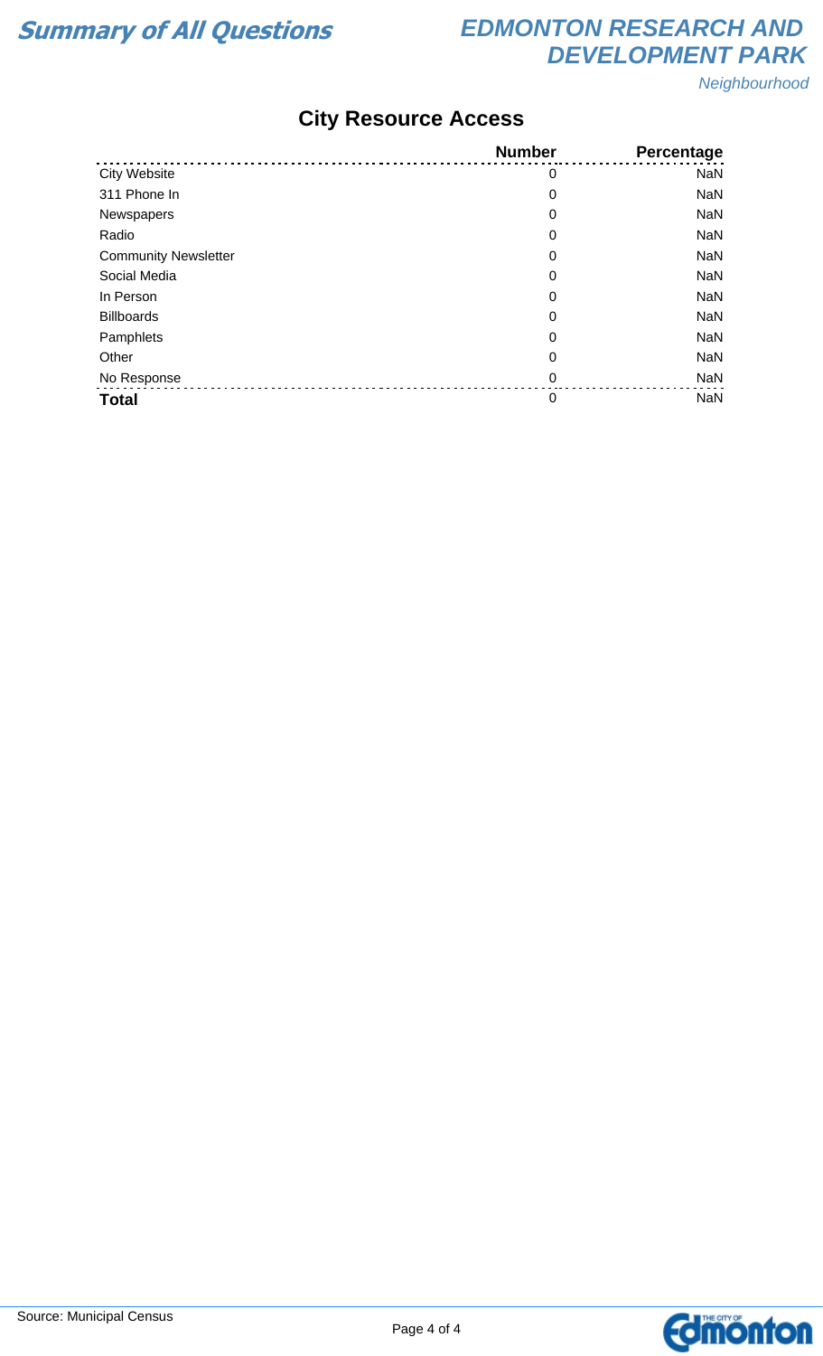# Summary of All Questions

## EDMONTON RESEARCH AND DEVELOPMENT PARK

*Neighbourhood*

### City Resource Access

| | Number | Percentage |
|---|---|---|
| City Website | 0 | NaN |
| 311 Phone In | 0 | NaN |
| Newspapers | 0 | NaN |
| Radio | 0 | NaN |
| Community Newsletter | 0 | NaN |
| Social Media | 0 | NaN |
| In Person | 0 | NaN |
| Billboards | 0 | NaN |
| Pamphlets | 0 | NaN |
| Other | 0 | NaN |
| No Response | 0 | NaN |
| **Total** | 0 | NaN |

Source: Municipal Census